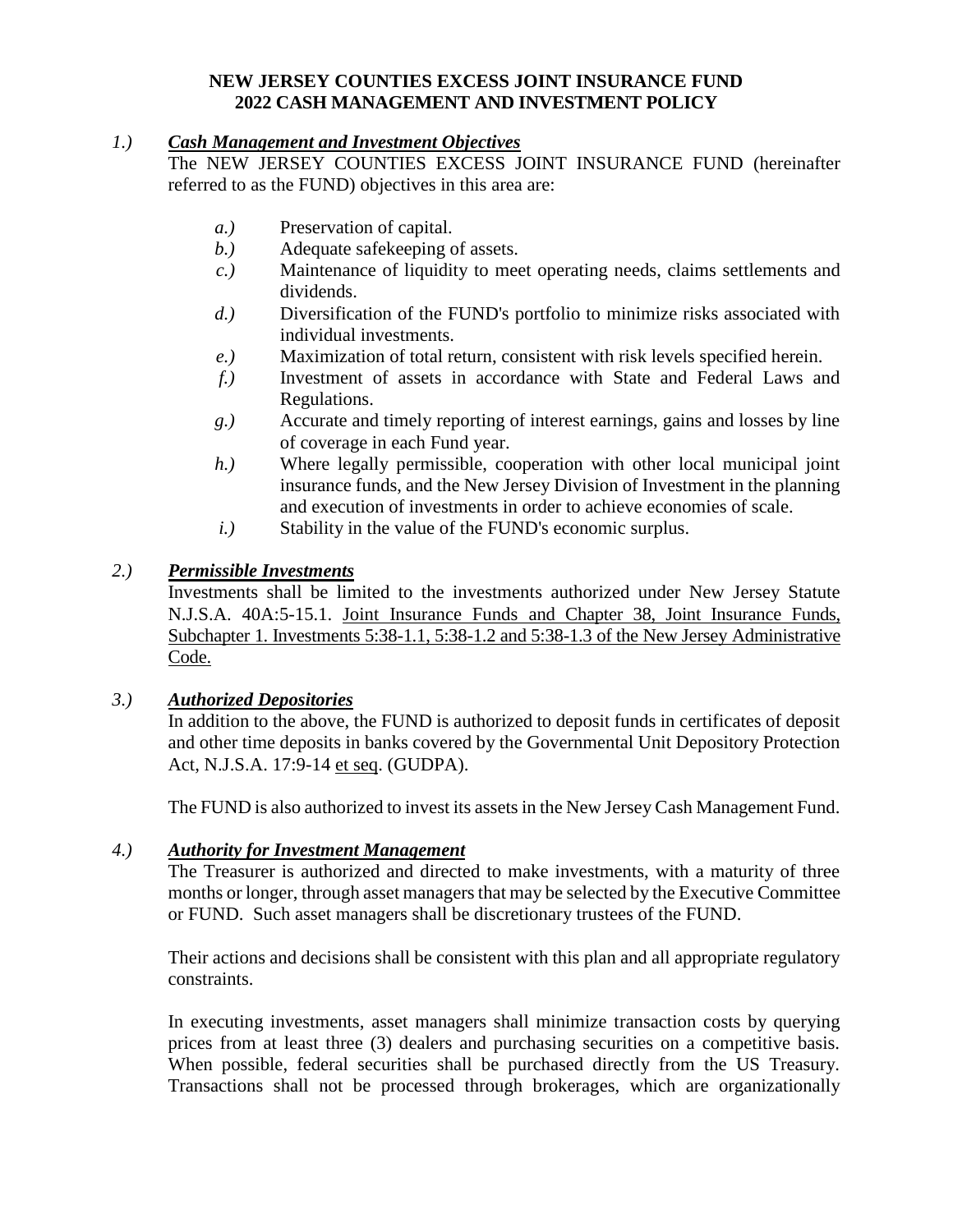# NEW JERSEY COUNTIES EXCESS JOINT INSURANCE FUND
# 2022 CASH MANAGEMENT AND INVESTMENT POLICY

## *1.) Cash Management and Investment Objectives*

The NEW JERSEY COUNTIES EXCESS JOINT INSURANCE FUND (hereinafter referred to as the FUND) objectives in this area are:

- *a.)* Preservation of capital.
- *b.)* Adequate safekeeping of assets.
- *c.)* Maintenance of liquidity to meet operating needs, claims settlements and dividends.
- *d.)* Diversification of the FUND's portfolio to minimize risks associated with individual investments.
- *e.)* Maximization of total return, consistent with risk levels specified herein.
- *f.)* Investment of assets in accordance with State and Federal Laws and Regulations.
- *g.)* Accurate and timely reporting of interest earnings, gains and losses by line of coverage in each Fund year.
- *h.)* Where legally permissible, cooperation with other local municipal joint insurance funds, and the New Jersey Division of Investment in the planning and execution of investments in order to achieve economies of scale.
- *i.)* Stability in the value of the FUND's economic surplus.

## *2.) Permissible Investments*

Investments shall be limited to the investments authorized under New Jersey Statute N.J.S.A. 40A:5-15.1. Joint Insurance Funds and Chapter 38, Joint Insurance Funds, Subchapter 1. Investments 5:38-1.1, 5:38-1.2 and 5:38-1.3 of the New Jersey Administrative Code.

## *3.) Authorized Depositories*

In addition to the above, the FUND is authorized to deposit funds in certificates of deposit and other time deposits in banks covered by the Governmental Unit Depository Protection Act, N.J.S.A. 17:9-14 et seq. (GUDPA).

The FUND is also authorized to invest its assets in the New Jersey Cash Management Fund.

## *4.) Authority for Investment Management*

The Treasurer is authorized and directed to make investments, with a maturity of three months or longer, through asset managers that may be selected by the Executive Committee or FUND. Such asset managers shall be discretionary trustees of the FUND.

Their actions and decisions shall be consistent with this plan and all appropriate regulatory constraints.

In executing investments, asset managers shall minimize transaction costs by querying prices from at least three (3) dealers and purchasing securities on a competitive basis. When possible, federal securities shall be purchased directly from the US Treasury. Transactions shall not be processed through brokerages, which are organizationally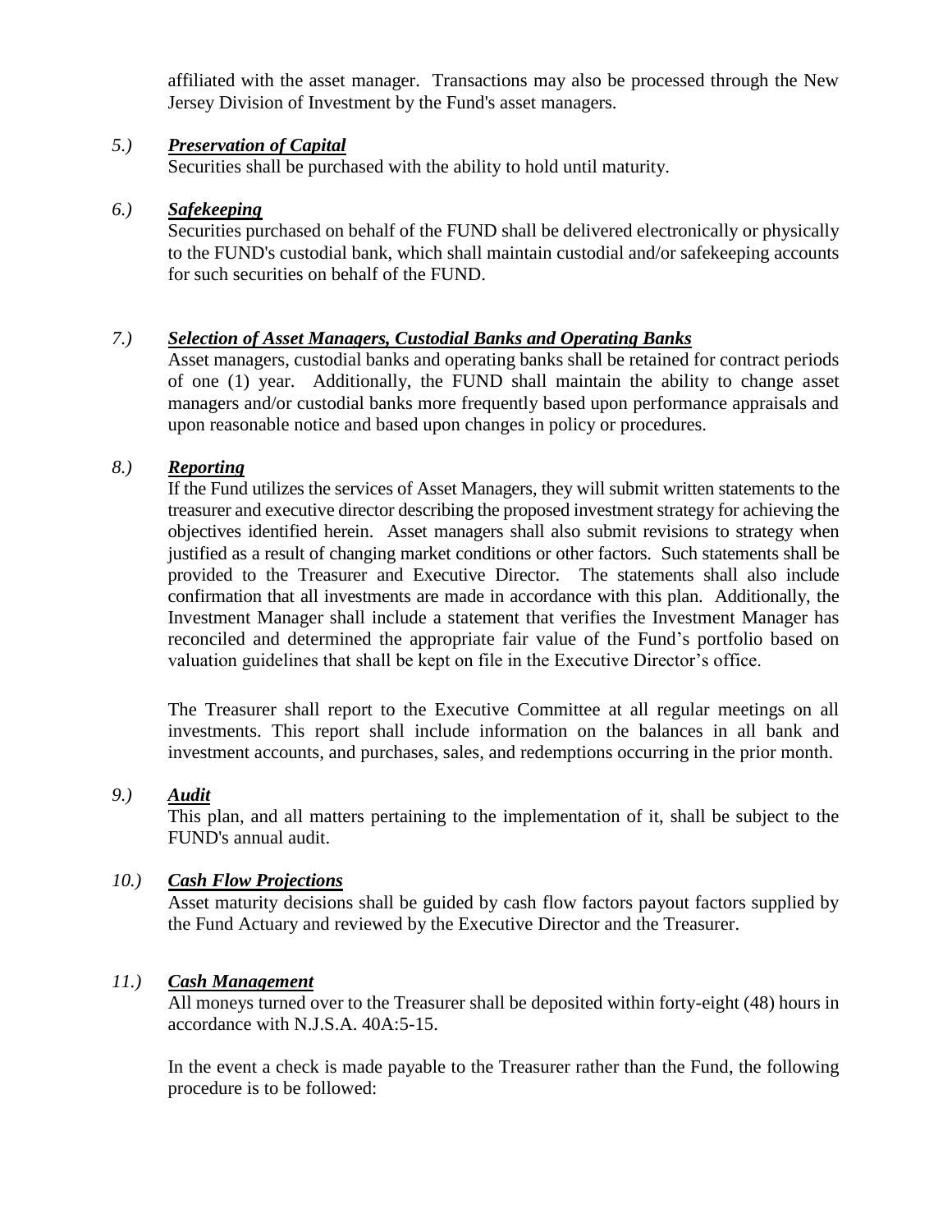affiliated with the asset manager. Transactions may also be processed through the New Jersey Division of Investment by the Fund's asset managers.

5.) ***Preservation of Capital***

Securities shall be purchased with the ability to hold until maturity.

6.) ***Safekeeping***

Securities purchased on behalf of the FUND shall be delivered electronically or physically to the FUND's custodial bank, which shall maintain custodial and/or safekeeping accounts for such securities on behalf of the FUND.

7.) ***Selection of Asset Managers, Custodial Banks and Operating Banks***

Asset managers, custodial banks and operating banks shall be retained for contract periods of one (1) year. Additionally, the FUND shall maintain the ability to change asset managers and/or custodial banks more frequently based upon performance appraisals and upon reasonable notice and based upon changes in policy or procedures.

8.) ***Reporting***

If the Fund utilizes the services of Asset Managers, they will submit written statements to the treasurer and executive director describing the proposed investment strategy for achieving the objectives identified herein. Asset managers shall also submit revisions to strategy when justified as a result of changing market conditions or other factors. Such statements shall be provided to the Treasurer and Executive Director. The statements shall also include confirmation that all investments are made in accordance with this plan. Additionally, the Investment Manager shall include a statement that verifies the Investment Manager has reconciled and determined the appropriate fair value of the Fund's portfolio based on valuation guidelines that shall be kept on file in the Executive Director's office.

The Treasurer shall report to the Executive Committee at all regular meetings on all investments. This report shall include information on the balances in all bank and investment accounts, and purchases, sales, and redemptions occurring in the prior month.

9.) ***Audit***

This plan, and all matters pertaining to the implementation of it, shall be subject to the FUND's annual audit.

10.) ***Cash Flow Projections***

Asset maturity decisions shall be guided by cash flow factors payout factors supplied by the Fund Actuary and reviewed by the Executive Director and the Treasurer.

11.) ***Cash Management***

All moneys turned over to the Treasurer shall be deposited within forty-eight (48) hours in accordance with N.J.S.A. 40A:5-15.

In the event a check is made payable to the Treasurer rather than the Fund, the following procedure is to be followed: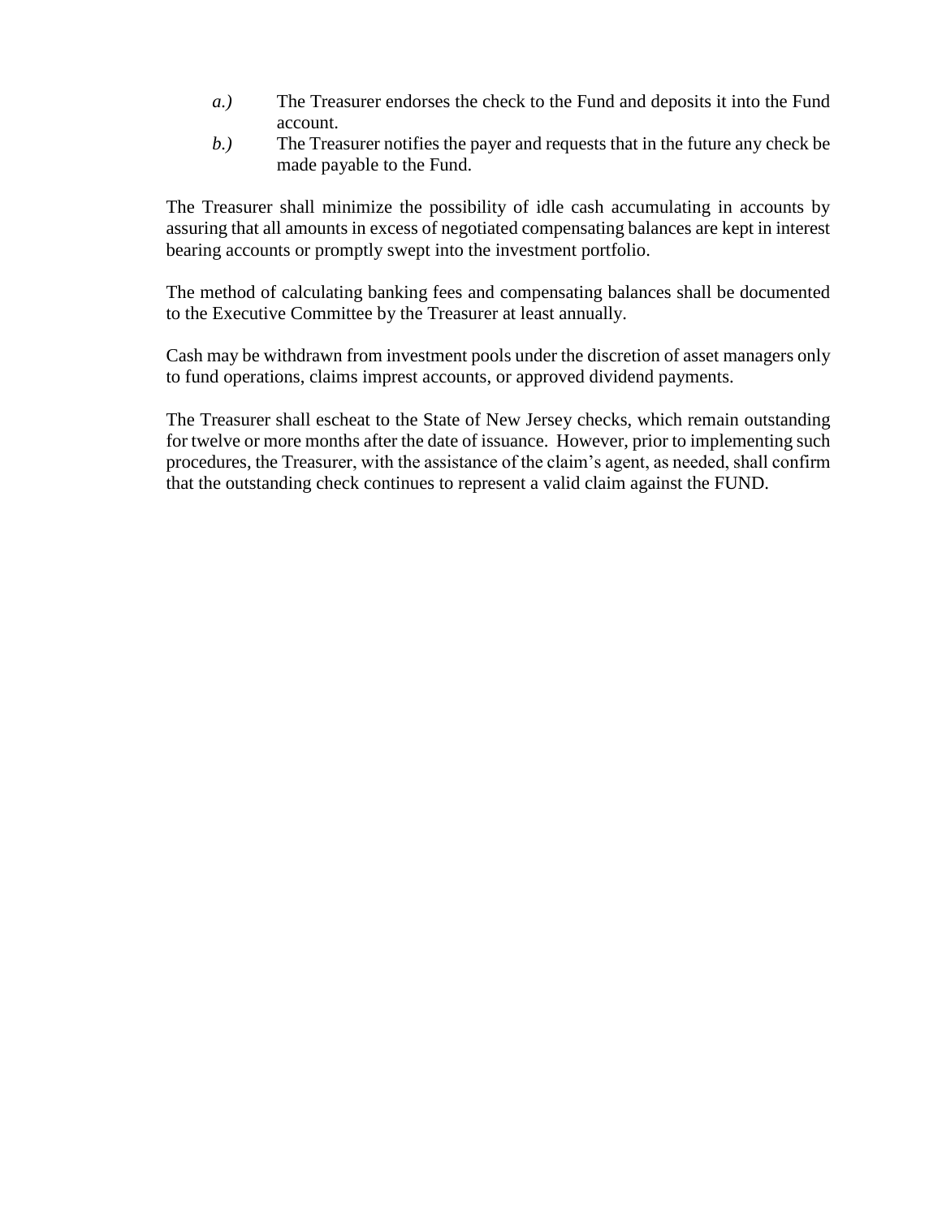*a.)* The Treasurer endorses the check to the Fund and deposits it into the Fund account.

*b.)* The Treasurer notifies the payer and requests that in the future any check be made payable to the Fund.

The Treasurer shall minimize the possibility of idle cash accumulating in accounts by assuring that all amounts in excess of negotiated compensating balances are kept in interest bearing accounts or promptly swept into the investment portfolio.

The method of calculating banking fees and compensating balances shall be documented to the Executive Committee by the Treasurer at least annually.

Cash may be withdrawn from investment pools under the discretion of asset managers only to fund operations, claims imprest accounts, or approved dividend payments.

The Treasurer shall escheat to the State of New Jersey checks, which remain outstanding for twelve or more months after the date of issuance. However, prior to implementing such procedures, the Treasurer, with the assistance of the claim's agent, as needed, shall confirm that the outstanding check continues to represent a valid claim against the FUND.